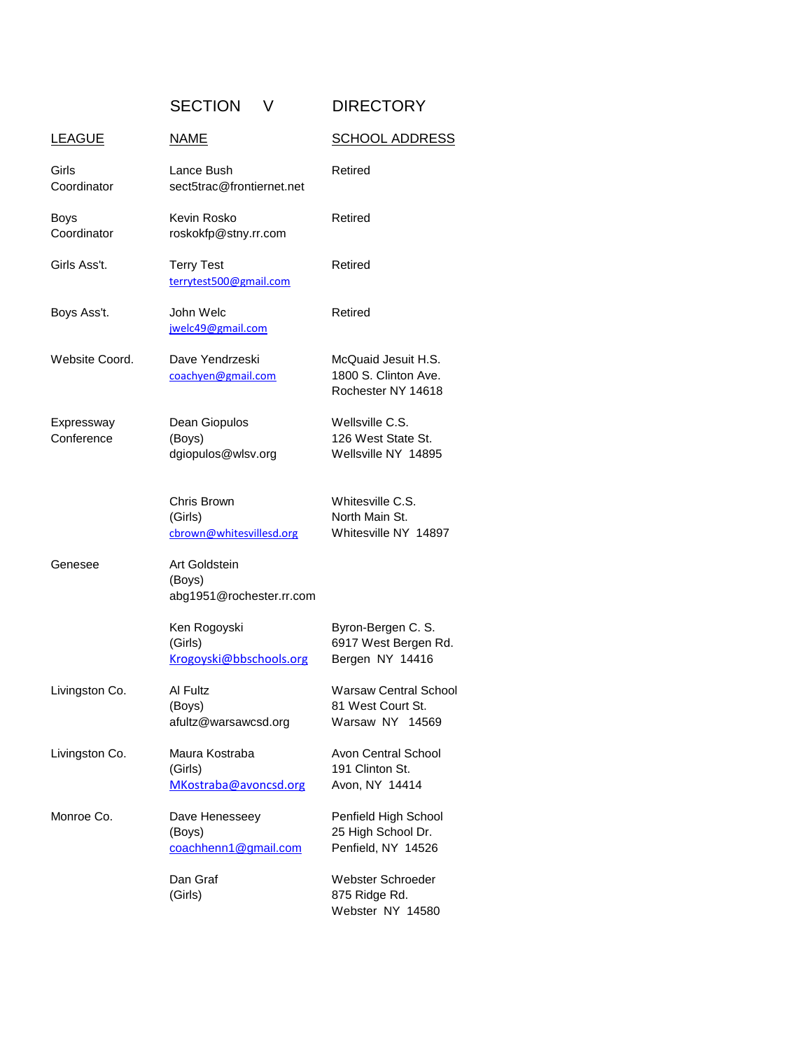# SECTION V DIRECTORY

| LEAGUE | NAME | SCHOOL ADDRESS |
|---|---|---|
| Girls Coordinator | Lance Bush<br>sect5trac@frontiernet.net | Retired |
| Boys Coordinator | Kevin Rosko<br>roskokfp@stny.rr.com | Retired |
| Girls Ass't. | Terry Test<br>terrytest500@gmail.com | Retired |
| Boys Ass't. | John Welc<br>jwelc49@gmail.com | Retired |
| Website Coord. | Dave Yendrzeski<br>coachyen@gmail.com | McQuaid Jesuit H.S.<br>1800 S. Clinton Ave.<br>Rochester NY 14618 |
| Expressway Conference | Dean Giopulos<br>(Boys)<br>dgiopulos@wlsv.org | Wellsville C.S.<br>126 West State St.<br>Wellsville NY 14895 |
| | Chris Brown<br>(Girls)<br>cbrown@whitesvillesd.org | Whitesville C.S.<br>North Main St.<br>Whitesville NY 14897 |
| Genesee | Art Goldstein<br>(Boys)<br>abg1951@rochester.rr.com | |
| | Ken Rogoyski<br>(Girls)<br>Krogoyski@bbschools.org | Byron-Bergen C. S.<br>6917 West Bergen Rd.<br>Bergen NY 14416 |
| Livingston Co. | Al Fultz<br>(Boys)<br>afultz@warsawcsd.org | Warsaw Central School<br>81 West Court St.<br>Warsaw NY 14569 |
| Livingston Co. | Maura Kostraba<br>(Girls)<br>MKostraba@avoncsd.org | Avon Central School<br>191 Clinton St.<br>Avon, NY 14414 |
| Monroe Co. | Dave Henesseey<br>(Boys)<br>coachhenn1@gmail.com | Penfield High School<br>25 High School Dr.<br>Penfield, NY 14526 |
| | Dan Graf<br>(Girls) | Webster Schroeder<br>875 Ridge Rd.<br>Webster NY 14580 |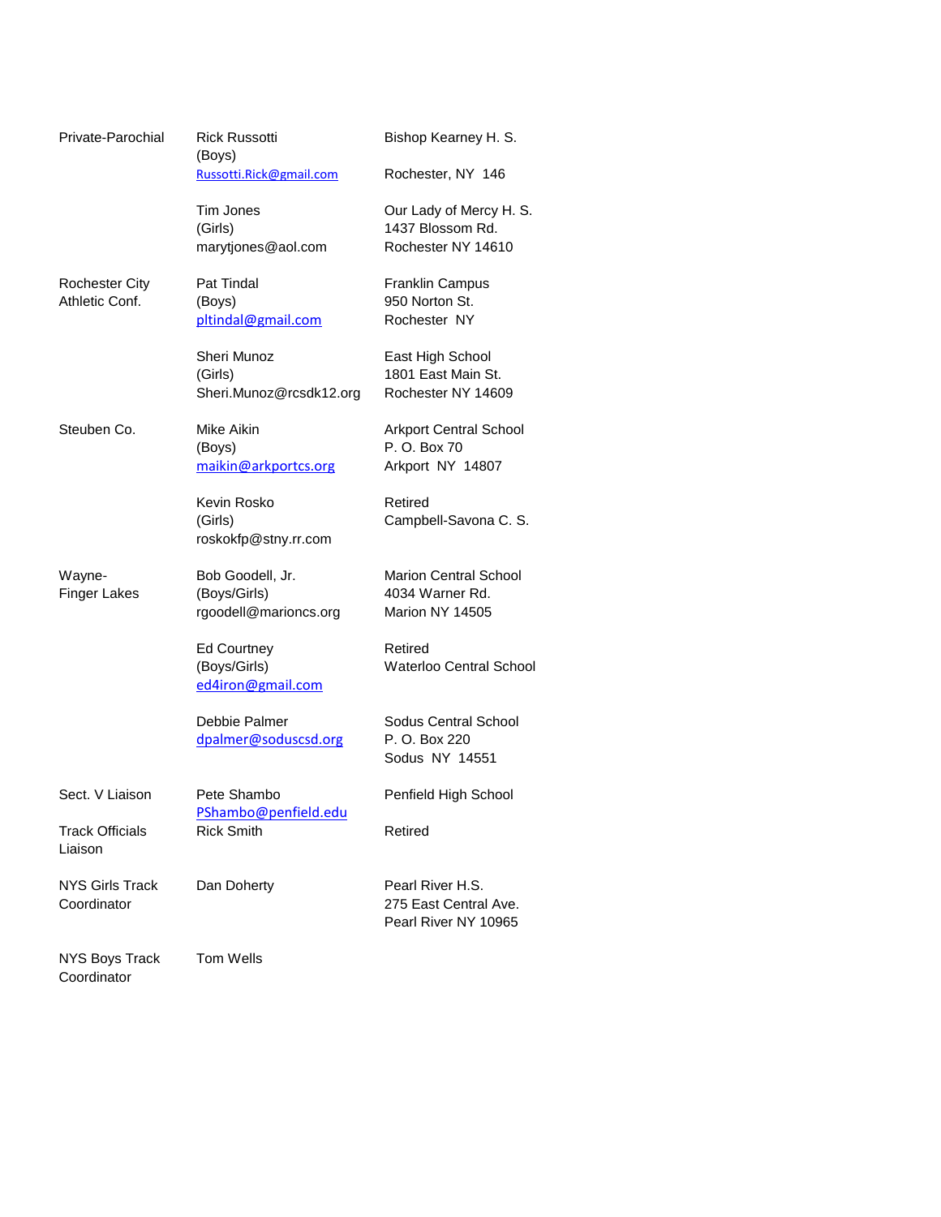| | | |
|---|---|---|
| Private-Parochial | Rick Russotti<br>(Boys)<br>Russotti.Rick@gmail.com | Bishop Kearney H. S.<br><br>Rochester, NY 146 |
| | Tim Jones<br>(Girls)<br>marytjones@aol.com | Our Lady of Mercy H. S.<br>1437 Blossom Rd.<br>Rochester NY 14610 |
| Rochester City Athletic Conf. | Pat Tindal<br>(Boys)<br>pltindal@gmail.com | Franklin Campus<br>950 Norton St.<br>Rochester NY |
| | Sheri Munoz<br>(Girls)<br>Sheri.Munoz@rcsdk12.org | East High School<br>1801 East Main St.<br>Rochester NY 14609 |
| Steuben Co. | Mike Aikin<br>(Boys)<br>maikin@arkportcs.org | Arkport Central School<br>P. O. Box 70<br>Arkport NY 14807 |
| | Kevin Rosko<br>(Girls)<br>roskokfp@stny.rr.com | Retired<br>Campbell-Savona C. S. |
| Wayne-Finger Lakes | Bob Goodell, Jr.<br>(Boys/Girls)<br>rgoodell@marioncs.org | Marion Central School<br>4034 Warner Rd.<br>Marion NY 14505 |
| | Ed Courtney<br>(Boys/Girls)<br>ed4iron@gmail.com | Retired<br>Waterloo Central School |
| | Debbie Palmer<br>dpalmer@soduscsd.org | Sodus Central School<br>P. O. Box 220<br>Sodus NY 14551 |
| Sect. V Liaison | Pete Shambo<br>PShambo@penfield.edu | Penfield High School |
| Track Officials Liaison | Rick Smith | Retired |
| NYS Girls Track Coordinator | Dan Doherty | Pearl River H.S.<br>275 East Central Ave.<br>Pearl River NY 10965 |
| NYS Boys Track Coordinator | Tom Wells | |